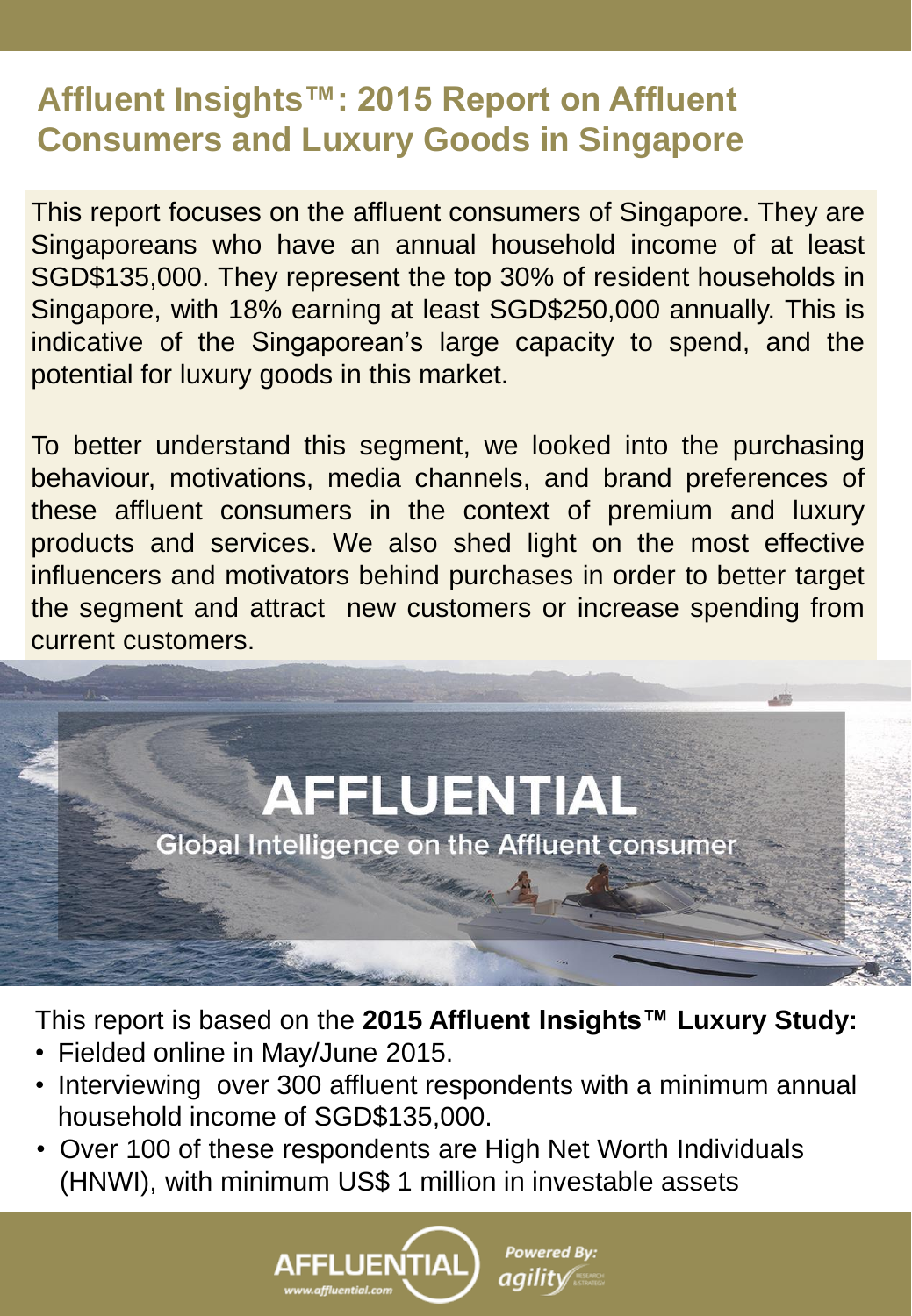# Affluent Insights™: 2015 Report on Affluent Consumers and Luxury Goods in Singapore

This report focuses on the affluent consumers of Singapore. They are Singaporeans who have an annual household income of at least SGD$135,000. They represent the top 30% of resident households in Singapore, with 18% earning at least SGD$250,000 annually. This is indicative of the Singaporean's large capacity to spend, and the potential for luxury goods in this market.

To better understand this segment, we looked into the purchasing behaviour, motivations, media channels, and brand preferences of these affluent consumers in the context of premium and luxury products and services. We also shed light on the most effective influencers and motivators behind purchases in order to better target the segment and attract new customers or increase spending from current customers.

AFFLUENTIAL

Global Intelligence on the Affluent consumer

This report is based on the **2015 Affluent Insights™ Luxury Study:**

- Fielded online in May/June 2015.
- Interviewing over 300 affluent respondents with a minimum annual household income of SGD$135,000.
- Over 100 of these respondents are High Net Worth Individuals (HNWI), with minimum US$ 1 million in investable assets

AFFLUENTIAL www.affluential.com

Powered By: agility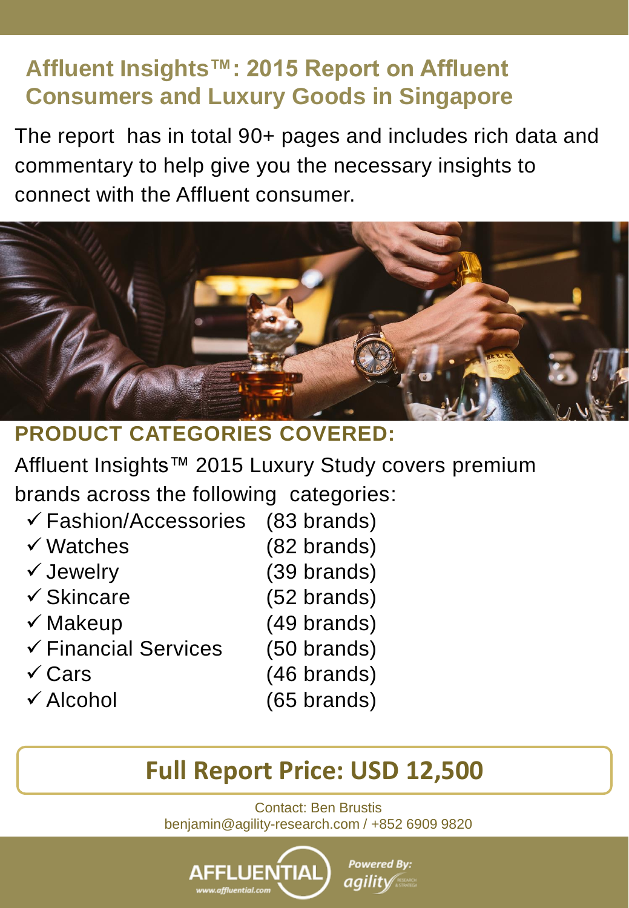# Affluent Insights™: 2015 Report on Affluent Consumers and Luxury Goods in Singapore

The report has in total 90+ pages and includes rich data and commentary to help give you the necessary insights to connect with the Affluent consumer.

## PRODUCT CATEGORIES COVERED:

Affluent Insights™ 2015 Luxury Study covers premium brands across the following categories:

- ✓ Fashion/Accessories (83 brands)
- ✓ Watches (82 brands)
- ✓ Jewelry (39 brands)
- ✓ Skincare (52 brands)
- ✓ Makeup (49 brands)
- ✓ Financial Services (50 brands)
- ✓ Cars (46 brands)
- ✓ Alcohol (65 brands)

**Full Report Price: USD 12,500**

Contact: Ben Brustis
benjamin@agility-research.com / +852 6909 9820

AFFLUENTIAL
www.affluential.com

Powered By: agility RESEARCH & STRATEGY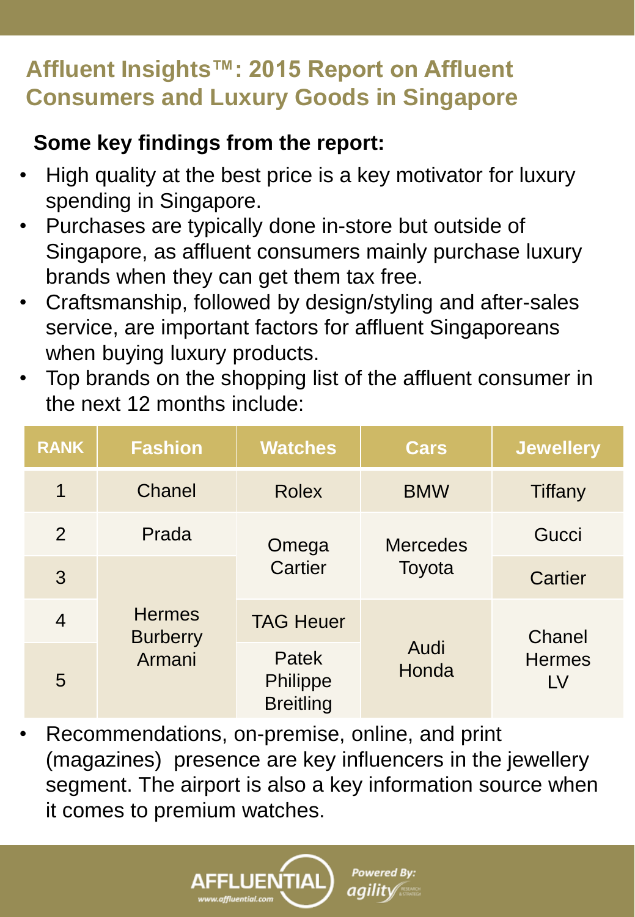# Affluent Insights™: 2015 Report on Affluent Consumers and Luxury Goods in Singapore

**Some key findings from the report:**

- High quality at the best price is a key motivator for luxury spending in Singapore.
- Purchases are typically done in-store but outside of Singapore, as affluent consumers mainly purchase luxury brands when they can get them tax free.
- Craftsmanship, followed by design/styling and after-sales service, are important factors for affluent Singaporeans when buying luxury products.
- Top brands on the shopping list of the affluent consumer in the next 12 months include:

| RANK | Fashion | Watches | Cars | Jewellery |
|---|---|---|---|---|
| 1 | Chanel | Rolex | BMW | Tiffany |
| 2 | Prada | Omega Cartier | Mercedes Toyota | Gucci |
| 3 | Hermes Burberry Armani | | | Cartier |
| 4 | | TAG Heuer | Audi Honda | Chanel Hermes LV |
| 5 | | Patek Philippe Breitling | | |

- Recommendations, on-premise, online, and print (magazines) presence are key influencers in the jewellery segment. The airport is also a key information source when it comes to premium watches.

AFFLUENTIAL www.affluential.com

Powered By: agility RESEARCH & STRATEGY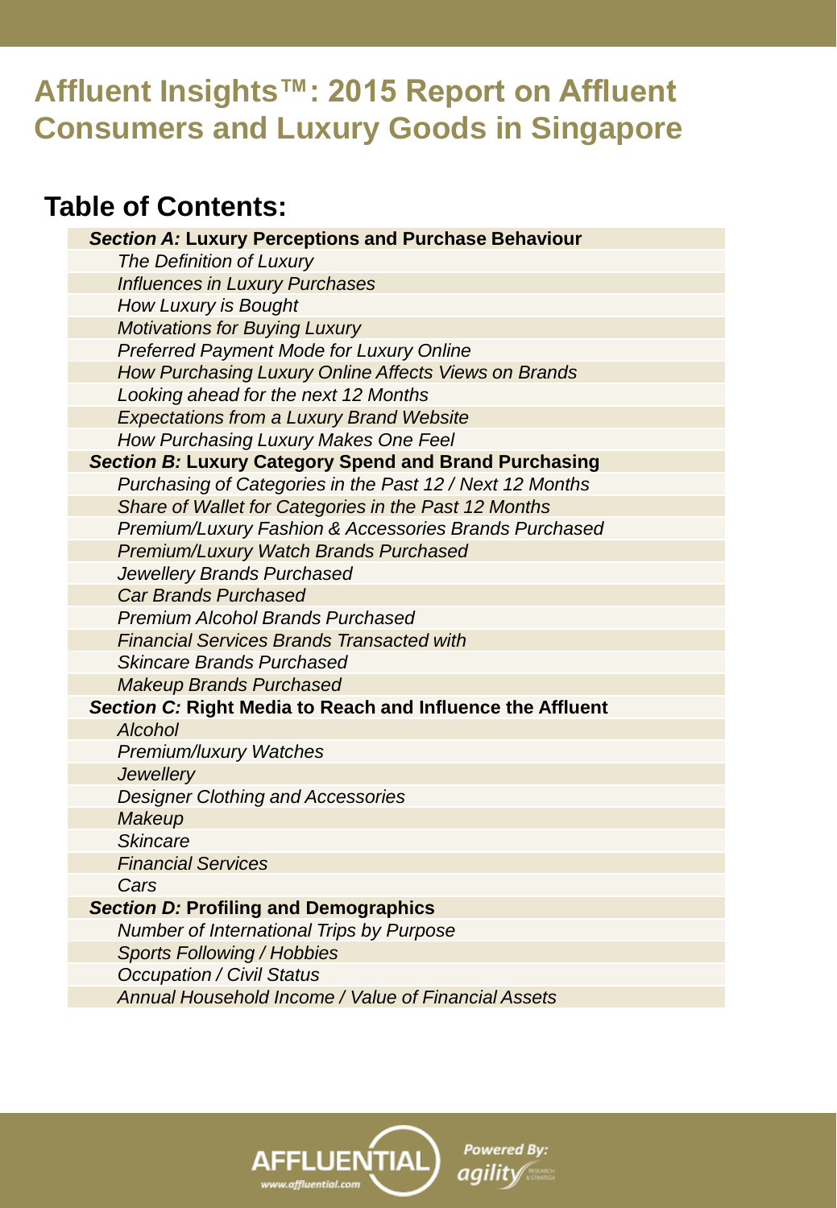# Affluent Insights™: 2015 Report on Affluent Consumers and Luxury Goods in Singapore

## Table of Contents:

***Section A:* Luxury Perceptions and Purchase Behaviour**

- *The Definition of Luxury*
- *Influences in Luxury Purchases*
- *How Luxury is Bought*
- *Motivations for Buying Luxury*
- *Preferred Payment Mode for Luxury Online*
- *How Purchasing Luxury Online Affects Views on Brands*
- *Looking ahead for the next 12 Months*
- *Expectations from a Luxury Brand Website*
- *How Purchasing Luxury Makes One Feel*

***Section B:* Luxury Category Spend and Brand Purchasing**

- *Purchasing of Categories in the Past 12 / Next 12 Months*
- *Share of Wallet for Categories in the Past 12 Months*
- *Premium/Luxury Fashion & Accessories Brands Purchased*
- *Premium/Luxury Watch Brands Purchased*
- *Jewellery Brands Purchased*
- *Car Brands Purchased*
- *Premium Alcohol Brands Purchased*
- *Financial Services Brands Transacted with*
- *Skincare Brands Purchased*
- *Makeup Brands Purchased*

***Section C:* Right Media to Reach and Influence the Affluent**

- *Alcohol*
- *Premium/luxury Watches*
- *Jewellery*
- *Designer Clothing and Accessories*
- *Makeup*
- *Skincare*
- *Financial Services*
- *Cars*

***Section D:* Profiling and Demographics**

- *Number of International Trips by Purpose*
- *Sports Following / Hobbies*
- *Occupation / Civil Status*
- *Annual Household Income / Value of Financial Assets*

AFFLUENTIAL
www.affluential.com

Powered By: agility RESEARCH & STRATEGY